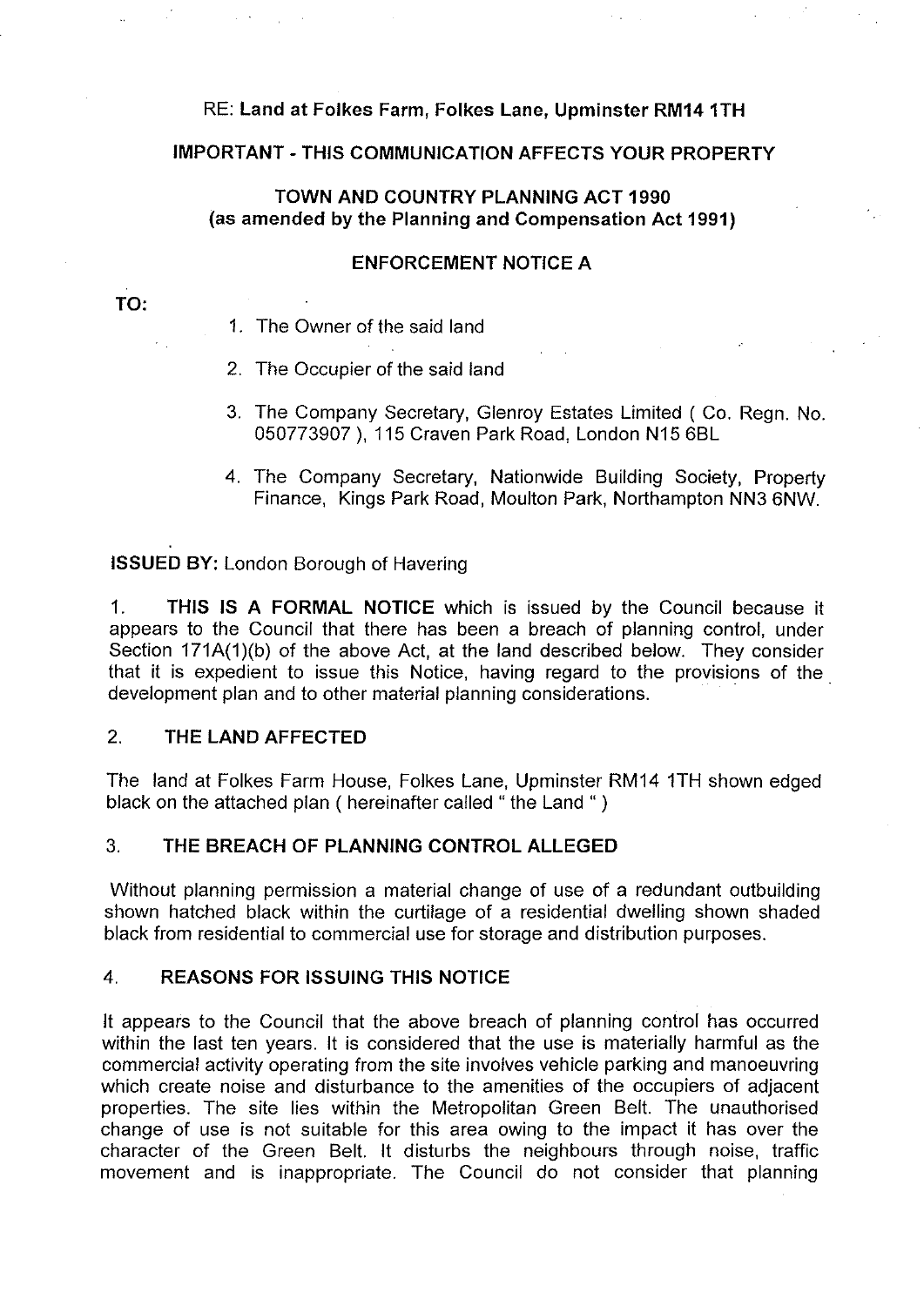RE: **Land at Folkes Farm, Folkes Lane, Upminster RM14 1TH**

**IMPORTANT - THIS COMMUNICATION AFFECTS YOUR PROPERTY**

**TOWN AND COUNTRY PLANNING ACT 1990**
**(as amended by the Planning and Compensation Act 1991)**

**ENFORCEMENT NOTICE A**

**TO:**

1. The Owner of the said land
2. The Occupier of the said land
3. The Company Secretary, Glenroy Estates Limited ( Co. Regn. No. 050773907 ), 115 Craven Park Road, London N15 6BL
4. The Company Secretary, Nationwide Building Society, Property Finance, Kings Park Road, Moulton Park, Northampton NN3 6NW.

**ISSUED BY:** London Borough of Havering

1. **THIS IS A FORMAL NOTICE** which is issued by the Council because it appears to the Council that there has been a breach of planning control, under Section 171A(1)(b) of the above Act, at the land described below. They consider that it is expedient to issue this Notice, having regard to the provisions of the development plan and to other material planning considerations.

2. **THE LAND AFFECTED**

The land at Folkes Farm House, Folkes Lane, Upminster RM14 1TH shown edged black on the attached plan ( hereinafter called " the Land " )

3. **THE BREACH OF PLANNING CONTROL ALLEGED**

Without planning permission a material change of use of a redundant outbuilding shown hatched black within the curtilage of a residential dwelling shown shaded black from residential to commercial use for storage and distribution purposes.

4. **REASONS FOR ISSUING THIS NOTICE**

It appears to the Council that the above breach of planning control has occurred within the last ten years. It is considered that the use is materially harmful as the commercial activity operating from the site involves vehicle parking and manoeuvring which create noise and disturbance to the amenities of the occupiers of adjacent properties. The site lies within the Metropolitan Green Belt. The unauthorised change of use is not suitable for this area owing to the impact it has over the character of the Green Belt. It disturbs the neighbours through noise, traffic movement and is inappropriate. The Council do not consider that planning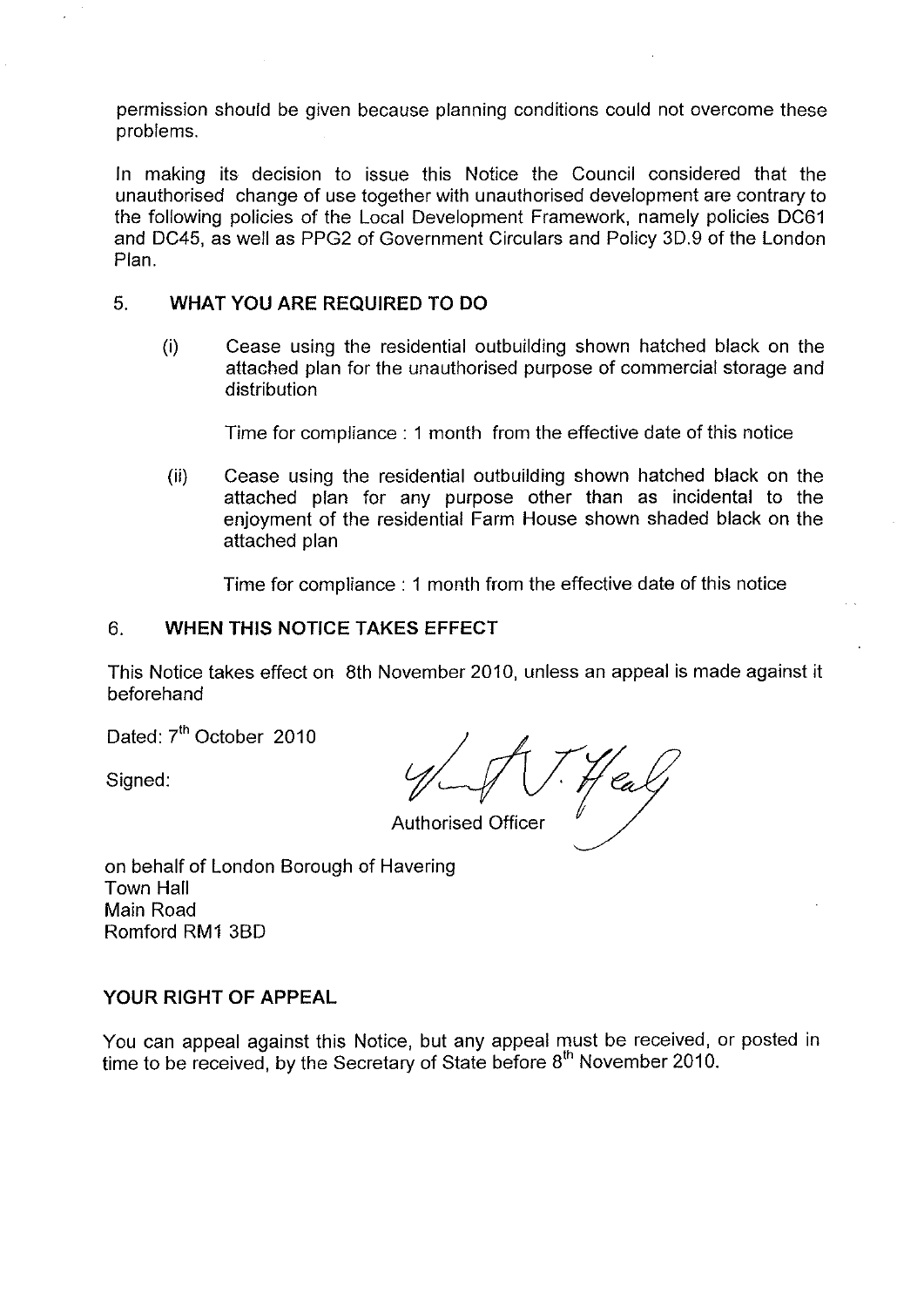permission should be given because planning conditions could not overcome these problems.

In making its decision to issue this Notice the Council considered that the unauthorised change of use together with unauthorised development are contrary to the following policies of the Local Development Framework, namely policies DC61 and DC45, as well as PPG2 of Government Circulars and Policy 3D.9 of the London Plan.

## 5. WHAT YOU ARE REQUIRED TO DO

(i) Cease using the residential outbuilding shown hatched black on the attached plan for the unauthorised purpose of commercial storage and distribution

Time for compliance : 1 month from the effective date of this notice

(ii) Cease using the residential outbuilding shown hatched black on the attached plan for any purpose other than as incidental to the enjoyment of the residential Farm House shown shaded black on the attached plan

Time for compliance : 1 month from the effective date of this notice

## 6. WHEN THIS NOTICE TAKES EFFECT

This Notice takes effect on 8th November 2010, unless an appeal is made against it beforehand

Dated: 7th October 2010

Signed:

Authorised Officer

on behalf of London Borough of Havering
Town Hall
Main Road
Romford RM1 3BD

## YOUR RIGHT OF APPEAL

You can appeal against this Notice, but any appeal must be received, or posted in time to be received, by the Secretary of State before 8th November 2010.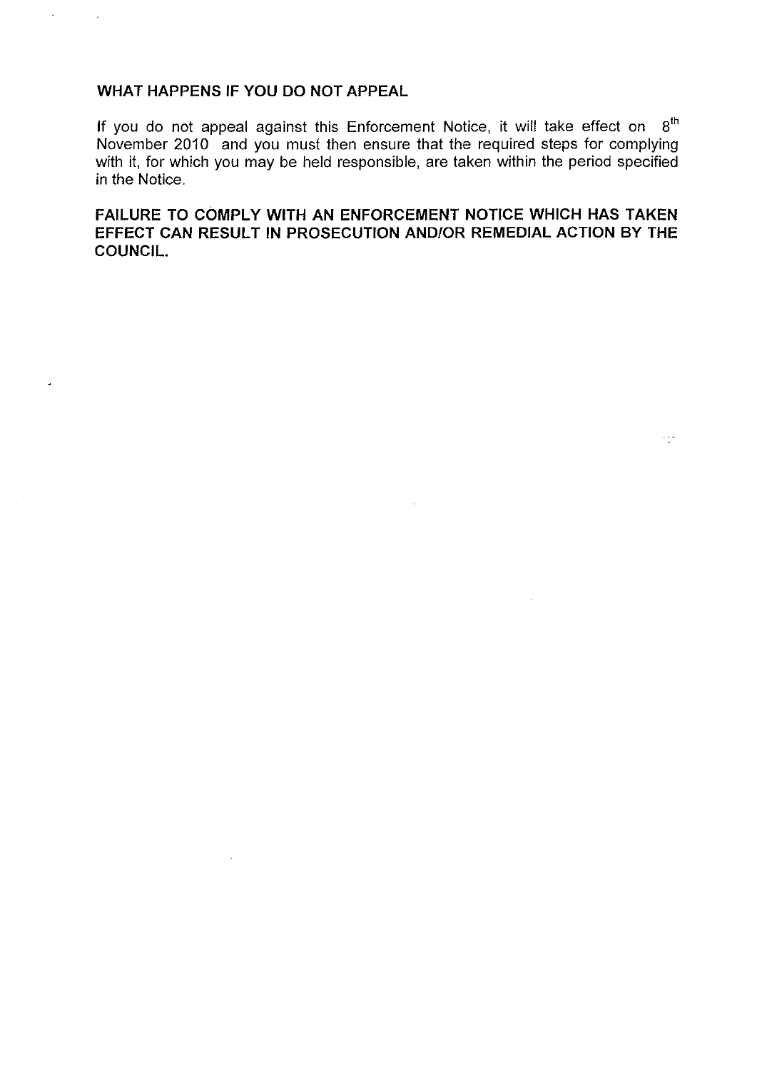## WHAT HAPPENS IF YOU DO NOT APPEAL

If you do not appeal against this Enforcement Notice, it will take effect on 8th November 2010 and you must then ensure that the required steps for complying with it, for which you may be held responsible, are taken within the period specified in the Notice.

**FAILURE TO COMPLY WITH AN ENFORCEMENT NOTICE WHICH HAS TAKEN EFFECT CAN RESULT IN PROSECUTION AND/OR REMEDIAL ACTION BY THE COUNCIL.**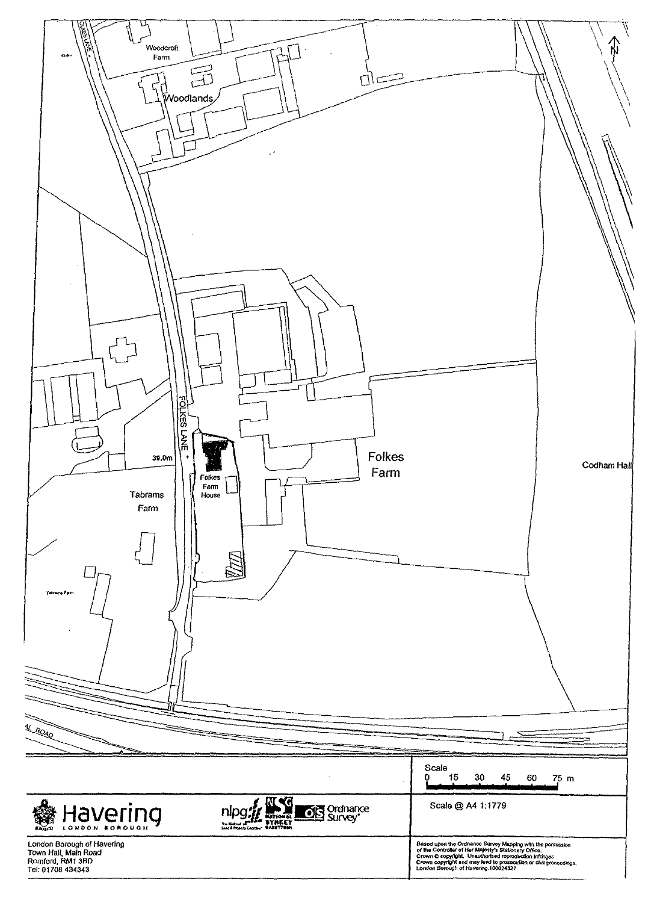Woodcroft Farm

Woodlands

FOLKES LANE

39.0m

Folkes Farm House

Tabrams Farm

Tabrams Farm

Folkes Farm

Codham Hall

AL ROAD

Scale

0 15 30 45 60 75 m

Scale @ A4 1:1779

Havering LONDON BOROUGH

London Borough of Havering
Town Hall, Main Road
Romford, RM1 3BD
Tel: 01708 434343

Based upon the Ordnance Survey Mapping with the permission of the Controller of Her Majesty's Stationery Office.
Crown © copyright. Unauthorised reproduction infringes Crown copyright and may lead to prosecution or civil proceedings.
London Borough of Havering 100024327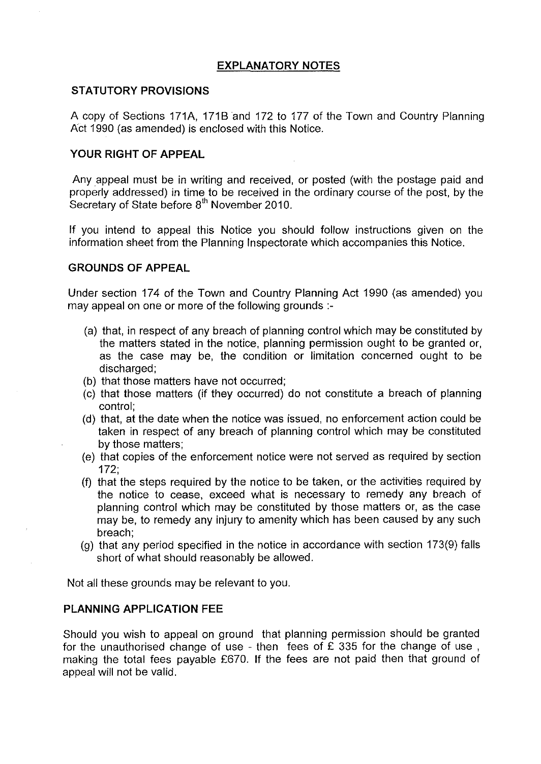# EXPLANATORY NOTES

## STATUTORY PROVISIONS

A copy of Sections 171A, 171B and 172 to 177 of the Town and Country Planning Act 1990 (as amended) is enclosed with this Notice.

## YOUR RIGHT OF APPEAL

Any appeal must be in writing and received, or posted (with the postage paid and properly addressed) in time to be received in the ordinary course of the post, by the Secretary of State before 8th November 2010.

If you intend to appeal this Notice you should follow instructions given on the information sheet from the Planning Inspectorate which accompanies this Notice.

## GROUNDS OF APPEAL

Under section 174 of the Town and Country Planning Act 1990 (as amended) you may appeal on one or more of the following grounds :-

(a) that, in respect of any breach of planning control which may be constituted by the matters stated in the notice, planning permission ought to be granted or, as the case may be, the condition or limitation concerned ought to be discharged;
(b) that those matters have not occurred;
(c) that those matters (if they occurred) do not constitute a breach of planning control;
(d) that, at the date when the notice was issued, no enforcement action could be taken in respect of any breach of planning control which may be constituted by those matters;
(e) that copies of the enforcement notice were not served as required by section 172;
(f) that the steps required by the notice to be taken, or the activities required by the notice to cease, exceed what is necessary to remedy any breach of planning control which may be constituted by those matters or, as the case may be, to remedy any injury to amenity which has been caused by any such breach;
(g) that any period specified in the notice in accordance with section 173(9) falls short of what should reasonably be allowed.

Not all these grounds may be relevant to you.

## PLANNING APPLICATION FEE

Should you wish to appeal on ground that planning permission should be granted for the unauthorised change of use - then fees of £ 335 for the change of use , making the total fees payable £670. If the fees are not paid then that ground of appeal will not be valid.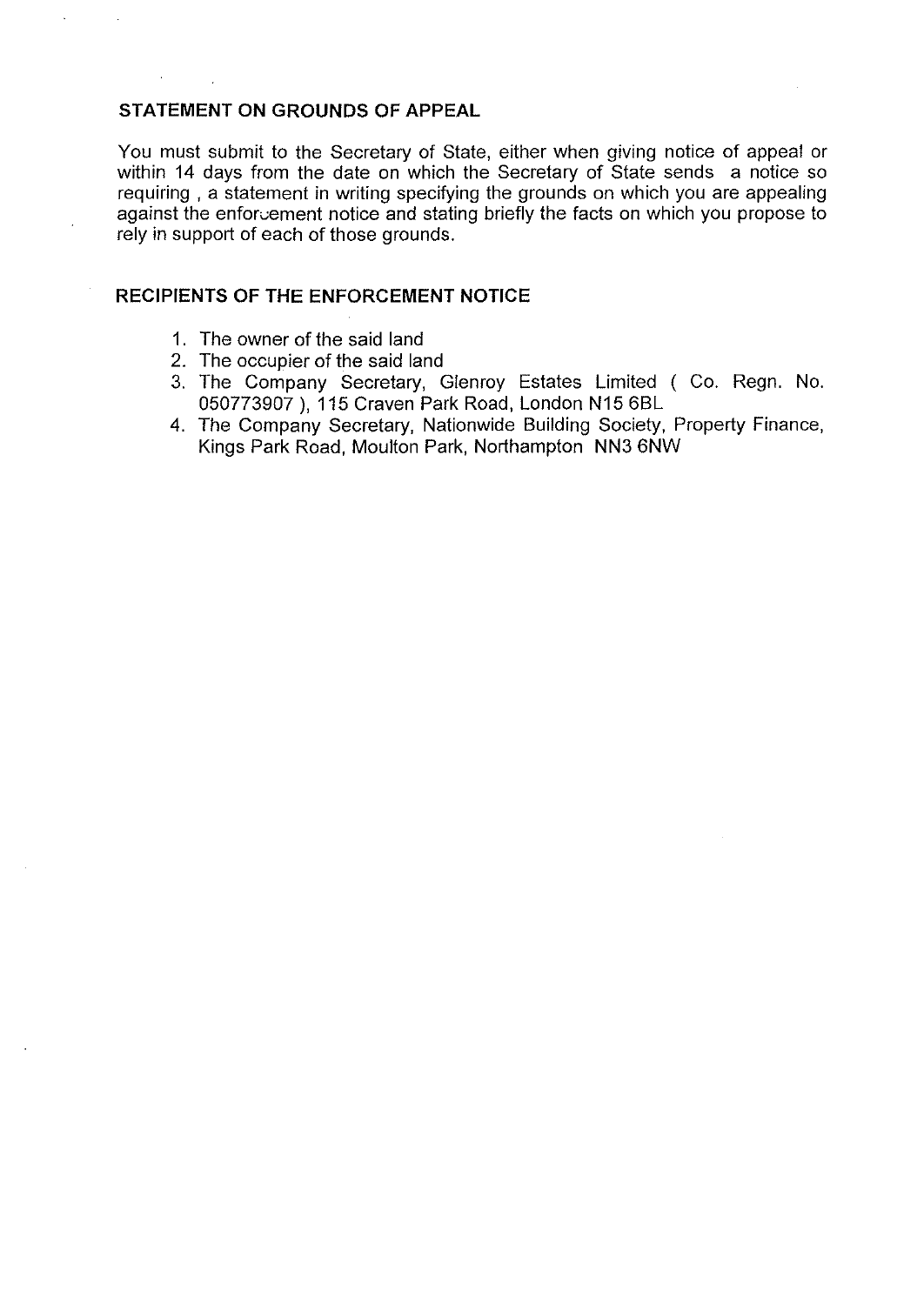## STATEMENT ON GROUNDS OF APPEAL

You must submit to the Secretary of State, either when giving notice of appeal or within 14 days from the date on which the Secretary of State sends a notice so requiring , a statement in writing specifying the grounds on which you are appealing against the enforcement notice and stating briefly the facts on which you propose to rely in support of each of those grounds.

## RECIPIENTS OF THE ENFORCEMENT NOTICE

1. The owner of the said land
2. The occupier of the said land
3. The Company Secretary, Glenroy Estates Limited ( Co. Regn. No. 050773907 ), 115 Craven Park Road, London N15 6BL
4. The Company Secretary, Nationwide Building Society, Property Finance, Kings Park Road, Moulton Park, Northampton NN3 6NW